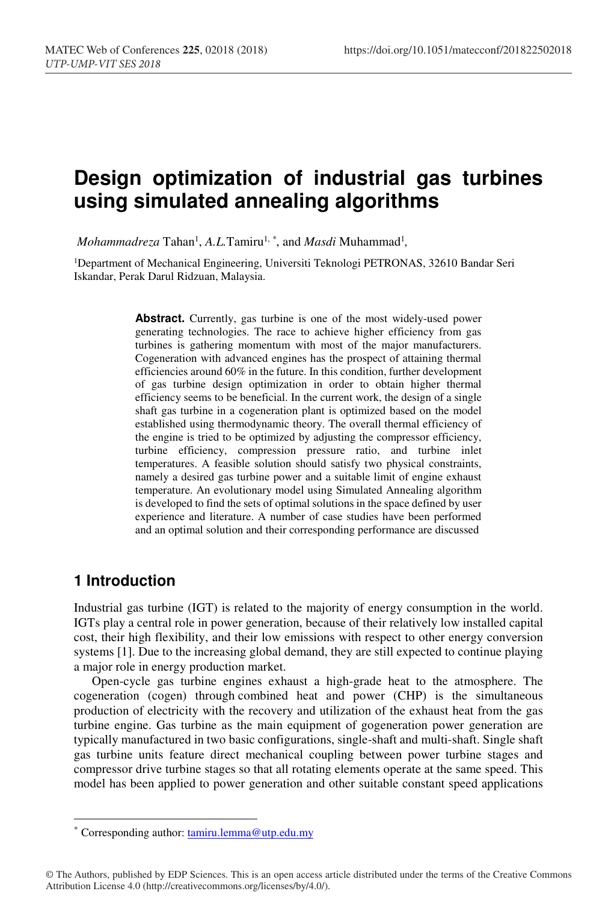# Design optimization of industrial gas turbines using simulated annealing algorithms

*Mohammadreza* Tahan[1], *A.L.*Tamiru[1,*], and *Masdi* Muhammad[1],

[1]Department of Mechanical Engineering, Universiti Teknologi PETRONAS, 32610 Bandar Seri Iskandar, Perak Darul Ridzuan, Malaysia.

**Abstract.** Currently, gas turbine is one of the most widely-used power generating technologies. The race to achieve higher efficiency from gas turbines is gathering momentum with most of the major manufacturers. Cogeneration with advanced engines has the prospect of attaining thermal efficiencies around 60% in the future. In this condition, further development of gas turbine design optimization in order to obtain higher thermal efficiency seems to be beneficial. In the current work, the design of a single shaft gas turbine in a cogeneration plant is optimized based on the model established using thermodynamic theory. The overall thermal efficiency of the engine is tried to be optimized by adjusting the compressor efficiency, turbine efficiency, compression pressure ratio, and turbine inlet temperatures. A feasible solution should satisfy two physical constraints, namely a desired gas turbine power and a suitable limit of engine exhaust temperature. An evolutionary model using Simulated Annealing algorithm is developed to find the sets of optimal solutions in the space defined by user experience and literature. A number of case studies have been performed and an optimal solution and their corresponding performance are discussed

## 1 Introduction

Industrial gas turbine (IGT) is related to the majority of energy consumption in the world. IGTs play a central role in power generation, because of their relatively low installed capital cost, their high flexibility, and their low emissions with respect to other energy conversion systems [1]. Due to the increasing global demand, they are still expected to continue playing a major role in energy production market.

Open-cycle gas turbine engines exhaust a high-grade heat to the atmosphere. The cogeneration (cogen) through combined heat and power (CHP) is the simultaneous production of electricity with the recovery and utilization of the exhaust heat from the gas turbine engine. Gas turbine as the main equipment of gogeneration power generation are typically manufactured in two basic configurations, single-shaft and multi-shaft. Single shaft gas turbine units feature direct mechanical coupling between power turbine stages and compressor drive turbine stages so that all rotating elements operate at the same speed. This model has been applied to power generation and other suitable constant speed applications

* Corresponding author: tamiru.lemma@utp.edu.my

© The Authors, published by EDP Sciences. This is an open access article distributed under the terms of the Creative Commons Attribution License 4.0 (http://creativecommons.org/licenses/by/4.0/).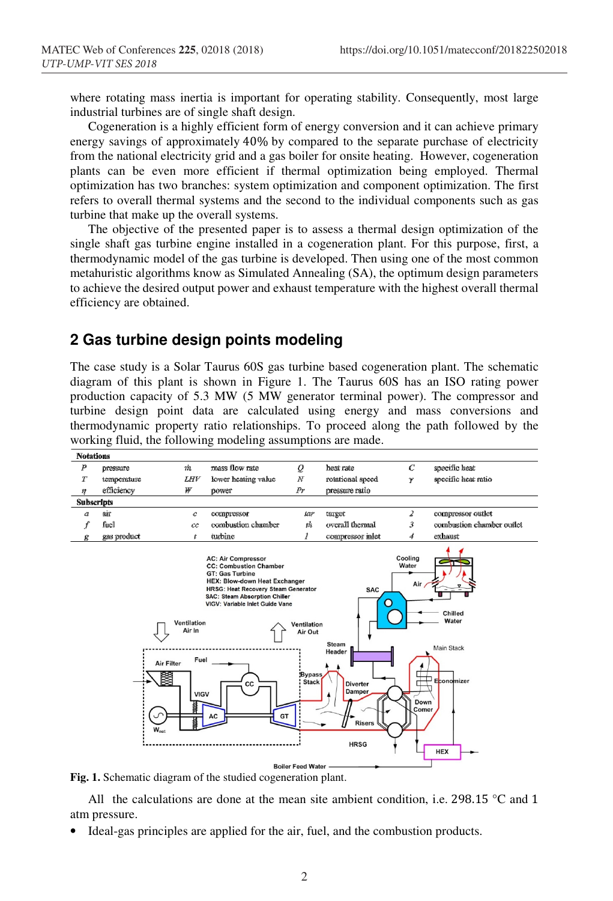where rotating mass inertia is important for operating stability. Consequently, most large industrial turbines are of single shaft design.

Cogeneration is a highly efficient form of energy conversion and it can achieve primary energy savings of approximately 40% by compared to the separate purchase of electricity from the national electricity grid and a gas boiler for onsite heating. However, cogeneration plants can be even more efficient if thermal optimization being employed. Thermal optimization has two branches: system optimization and component optimization. The first refers to overall thermal systems and the second to the individual components such as gas turbine that make up the overall systems.

The objective of the presented paper is to assess a thermal design optimization of the single shaft gas turbine engine installed in a cogeneration plant. For this purpose, first, a thermodynamic model of the gas turbine is developed. Then using one of the most common metahuristic algorithms know as Simulated Annealing (SA), the optimum design parameters to achieve the desired output power and exhaust temperature with the highest overall thermal efficiency are obtained.

## 2 Gas turbine design points modeling

The case study is a Solar Taurus 60S gas turbine based cogeneration plant. The schematic diagram of this plant is shown in Figure 1. The Taurus 60S has an ISO rating power production capacity of 5.3 MW (5 MW generator terminal power). The compressor and turbine design point data are calculated using energy and mass conversions and thermodynamic property ratio relationships. To proceed along the path followed by the working fluid, the following modeling assumptions are made.

| **Notations** | | | | | | | |
|---|---|---|---|---|---|---|---|
| $P$ | pressure | $\dot{m}$ | mass flow rate | $Q$ | heat rate | $C$ | specific heat |
| $T$ | temperature | $LHV$ | lower heating value | $N$ | rotational speed | $\gamma$ | specific heat ratio |
| $\eta$ | efficiency | $W$ | power | $Pr$ | pressure ratio | | |
| **Subscripts** | | | | | | | |
| $a$ | air | $c$ | compressor | $tar$ | target | $2$ | compressor outlet |
| $f$ | fuel | $cc$ | combustion chamber | $th$ | overall thermal | $3$ | combustion chamber outlet |
| $g$ | gas product | $t$ | turbine | $1$ | compressor inlet | $4$ | exhaust |

**Fig. 1.** Schematic diagram of the studied cogeneration plant.

All the calculations are done at the mean site ambient condition, i.e. 298.15 °C and 1 atm pressure.

- Ideal-gas principles are applied for the air, fuel, and the combustion products.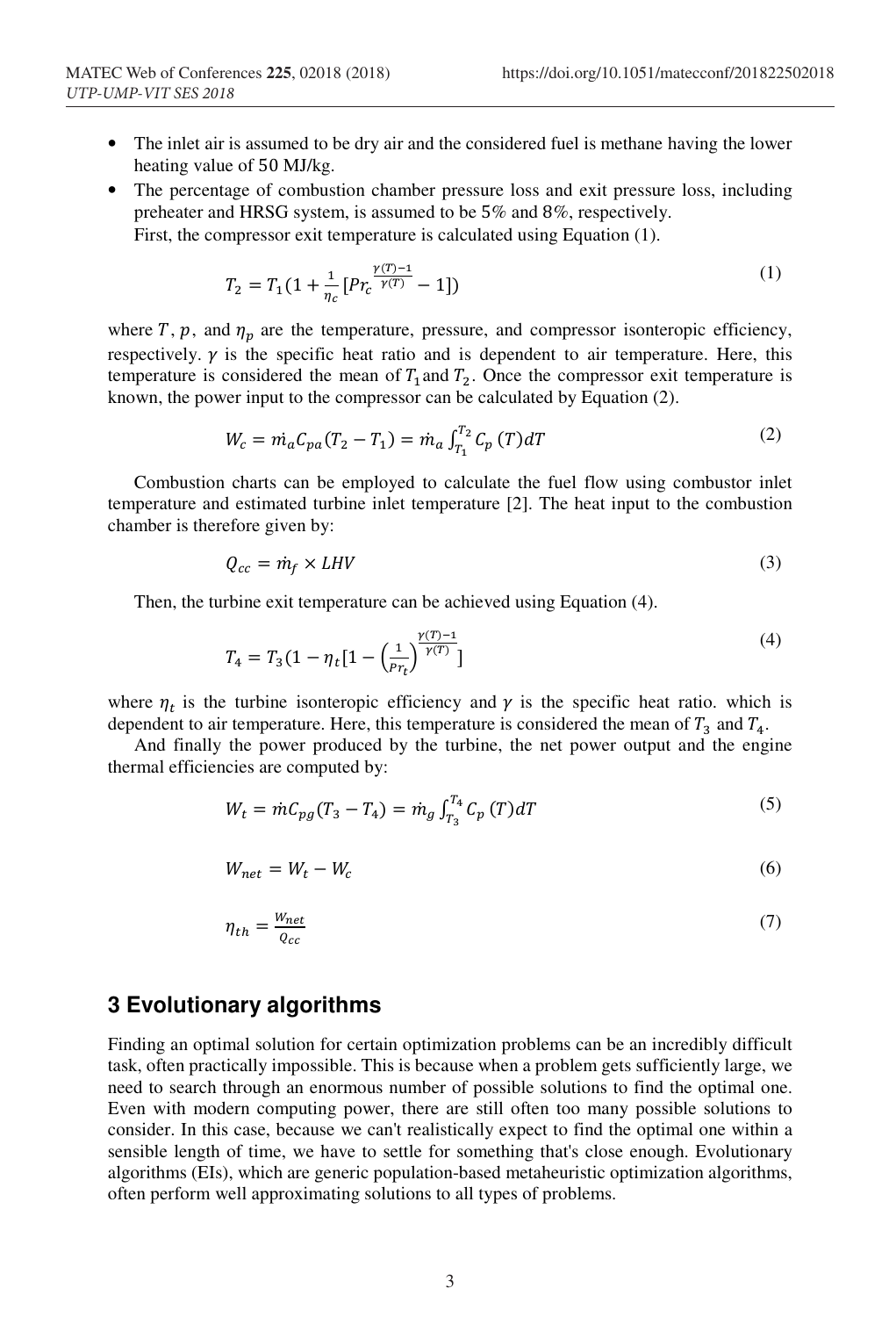- The inlet air is assumed to be dry air and the considered fuel is methane having the lower heating value of 50 MJ/kg.
- The percentage of combustion chamber pressure loss and exit pressure loss, including preheater and HRSG system, is assumed to be 5% and 8%, respectively.

First, the compressor exit temperature is calculated using Equation (1).

$$T_2 = T_1(1 + \frac{1}{\eta_c}[Pr_c^{\frac{\gamma(T)-1}{\gamma(T)}} - 1]) \tag{1}$$

where $T$, $p$, and $\eta_p$ are the temperature, pressure, and compressor isonteropic efficiency, respectively. $\gamma$ is the specific heat ratio and is dependent to air temperature. Here, this temperature is considered the mean of $T_1$ and $T_2$. Once the compressor exit temperature is known, the power input to the compressor can be calculated by Equation (2).

$$W_c = \dot{m}_a C_{pa}(T_2 - T_1) = \dot{m}_a \int_{T_1}^{T_2} C_p(T)dT \tag{2}$$

Combustion charts can be employed to calculate the fuel flow using combustor inlet temperature and estimated turbine inlet temperature [2]. The heat input to the combustion chamber is therefore given by:

$$Q_{cc} = \dot{m}_f \times LHV \tag{3}$$

Then, the turbine exit temperature can be achieved using Equation (4).

$$T_4 = T_3(1 - \eta_t[1 - \left(\frac{1}{Pr_t}\right)^{\frac{\gamma(T)-1}{\gamma(T)}}] \tag{4}$$

where $\eta_t$ is the turbine isonteropic efficiency and $\gamma$ is the specific heat ratio. which is dependent to air temperature. Here, this temperature is considered the mean of $T_3$ and $T_4$.

And finally the power produced by the turbine, the net power output and the engine thermal efficiencies are computed by:

$$W_t = \dot{m} C_{pg}(T_3 - T_4) = \dot{m}_g \int_{T_3}^{T_4} C_p(T)dT \tag{5}$$

$$W_{net} = W_t - W_c \tag{6}$$

$$\eta_{th} = \frac{W_{net}}{Q_{cc}} \tag{7}$$

## 3 Evolutionary algorithms

Finding an optimal solution for certain optimization problems can be an incredibly difficult task, often practically impossible. This is because when a problem gets sufficiently large, we need to search through an enormous number of possible solutions to find the optimal one. Even with modern computing power, there are still often too many possible solutions to consider. In this case, because we can't realistically expect to find the optimal one within a sensible length of time, we have to settle for something that's close enough. Evolutionary algorithms (EIs), which are generic population-based metaheuristic optimization algorithms, often perform well approximating solutions to all types of problems.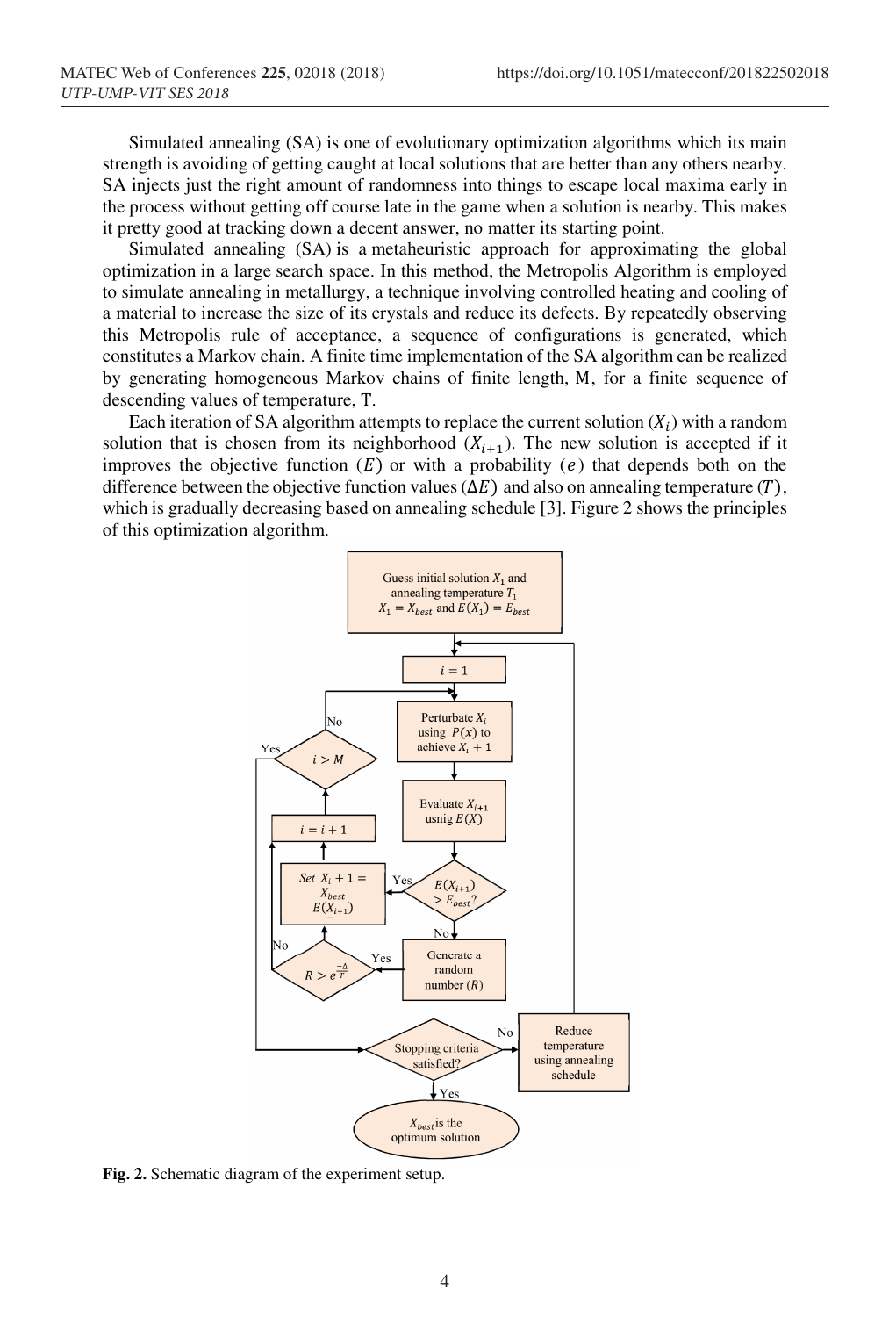Simulated annealing (SA) is one of evolutionary optimization algorithms which its main strength is avoiding of getting caught at local solutions that are better than any others nearby. SA injects just the right amount of randomness into things to escape local maxima early in the process without getting off course late in the game when a solution is nearby. This makes it pretty good at tracking down a decent answer, no matter its starting point.

Simulated annealing (SA) is a metaheuristic approach for approximating the global optimization in a large search space. In this method, the Metropolis Algorithm is employed to simulate annealing in metallurgy, a technique involving controlled heating and cooling of a material to increase the size of its crystals and reduce its defects. By repeatedly observing this Metropolis rule of acceptance, a sequence of configurations is generated, which constitutes a Markov chain. A finite time implementation of the SA algorithm can be realized by generating homogeneous Markov chains of finite length, M, for a finite sequence of descending values of temperature, T.

Each iteration of SA algorithm attempts to replace the current solution ($X_i$) with a random solution that is chosen from its neighborhood ($X_{i+1}$). The new solution is accepted if it improves the objective function ($E$) or with a probability ($e$) that depends both on the difference between the objective function values ($\Delta E$) and also on annealing temperature ($T$), which is gradually decreasing based on annealing schedule [3]. Figure 2 shows the principles of this optimization algorithm.

Guess initial solution $X_1$ and annealing temperature $T_1$
$X_1 = X_{best}$ and $E(X_1) = E_{best}$

$i = 1$

Perturbate $X_i$ using $P(x)$ to achieve $X_i + 1$

Evaluate $X_{i+1}$ usnig $E(X)$

$E(X_{i+1}) > E_{best}$?

Yes: Set $X_i + 1 = X_{best}$ $E(X_{i+1})$

No: Generate a random number ($R$)

$R > e^{\frac{-\Delta}{T}}$

Yes / No

$i = i + 1$

$i > M$

No / Yes

Stopping criteria satisfied?

No: Reduce temperature using annealing schedule

Yes: $X_{best}$ is the optimum solution

**Fig. 2.** Schematic diagram of the experiment setup.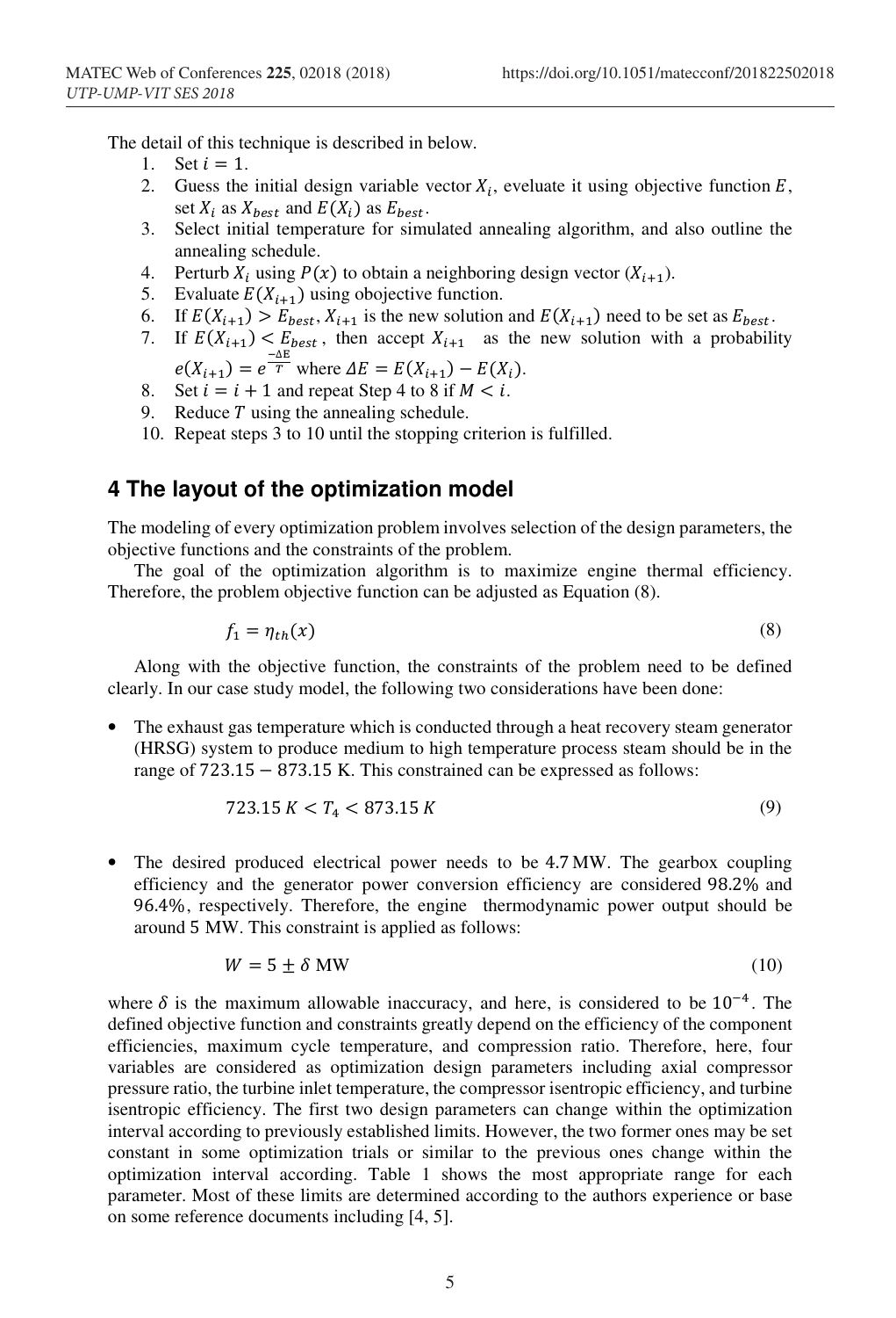The detail of this technique is described in below.

1. Set $i = 1$.
2. Guess the initial design variable vector $X_i$, eveluate it using objective function $E$, set $X_i$ as $X_{best}$ and $E(X_i)$ as $E_{best}$.
3. Select initial temperature for simulated annealing algorithm, and also outline the annealing schedule.
4. Perturb $X_i$ using $P(x)$ to obtain a neighboring design vector ($X_{i+1}$).
5. Evaluate $E(X_{i+1})$ using obojective function.
6. If $E(X_{i+1}) > E_{best}$, $X_{i+1}$ is the new solution and $E(X_{i+1})$ need to be set as $E_{best}$.
7. If $E(X_{i+1}) < E_{best}$, then accept $X_{i+1}$ as the new solution with a probability $e(X_{i+1}) = e^{\frac{-\Delta E}{T}}$ where $\Delta E = E(X_{i+1}) - E(X_i)$.
8. Set $i = i + 1$ and repeat Step 4 to 8 if $M < i$.
9. Reduce $T$ using the annealing schedule.
10. Repeat steps 3 to 10 until the stopping criterion is fulfilled.

## 4 The layout of the optimization model

The modeling of every optimization problem involves selection of the design parameters, the objective functions and the constraints of the problem.

The goal of the optimization algorithm is to maximize engine thermal efficiency. Therefore, the problem objective function can be adjusted as Equation (8).

$$f_1 = \eta_{th}(x) \tag{8}$$

Along with the objective function, the constraints of the problem need to be defined clearly. In our case study model, the following two considerations have been done:

- The exhaust gas temperature which is conducted through a heat recovery steam generator (HRSG) system to produce medium to high temperature process steam should be in the range of $723.15 - 873.15$ K. This constrained can be expressed as follows:

$$723.15\ K < T_4 < 873.15\ K \tag{9}$$

- The desired produced electrical power needs to be 4.7 MW. The gearbox coupling efficiency and the generator power conversion efficiency are considered $98.2\%$ and $96.4\%$, respectively. Therefore, the engine thermodynamic power output should be around 5 MW. This constraint is applied as follows:

$$W = 5 \pm \delta \text{ MW} \tag{10}$$

where $\delta$ is the maximum allowable inaccuracy, and here, is considered to be $10^{-4}$. The defined objective function and constraints greatly depend on the efficiency of the component efficiencies, maximum cycle temperature, and compression ratio. Therefore, here, four variables are considered as optimization design parameters including axial compressor pressure ratio, the turbine inlet temperature, the compressor isentropic efficiency, and turbine isentropic efficiency. The first two design parameters can change within the optimization interval according to previously established limits. However, the two former ones may be set constant in some optimization trials or similar to the previous ones change within the optimization interval according. Table 1 shows the most appropriate range for each parameter. Most of these limits are determined according to the authors experience or base on some reference documents including [4, 5].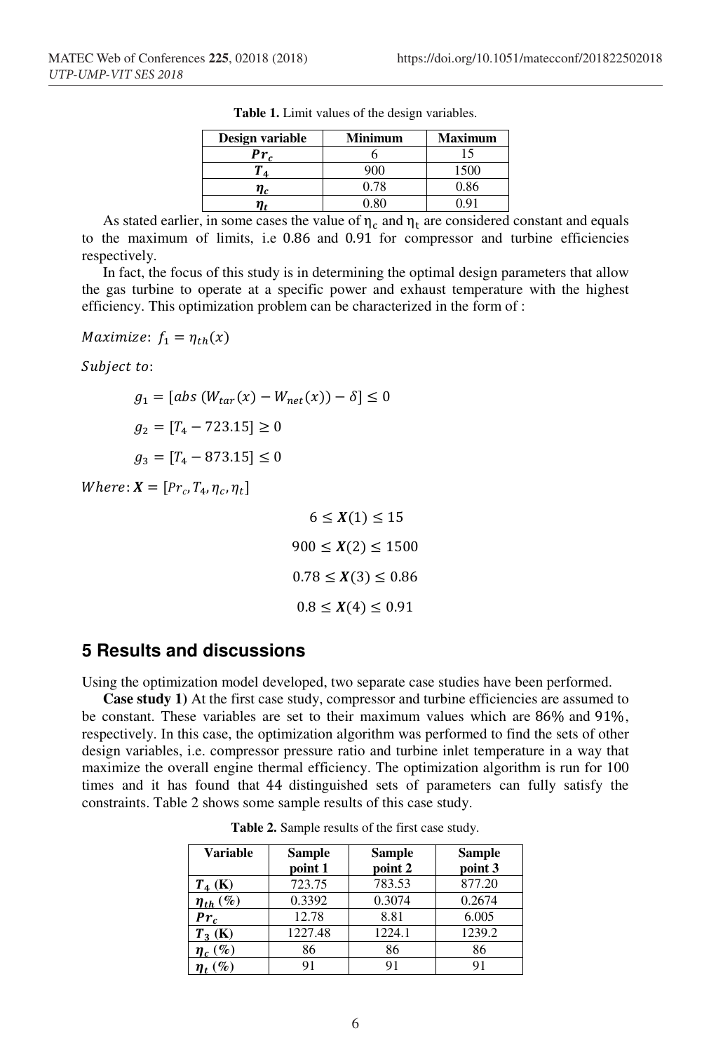**Table 1.** Limit values of the design variables.

| Design variable | Minimum | Maximum |
|---|---|---|
| $Pr_c$ | 6 | 15 |
| $T_4$ | 900 | 1500 |
| $\eta_c$ | 0.78 | 0.86 |
| $\eta_t$ | 0.80 | 0.91 |

As stated earlier, in some cases the value of $\eta_c$ and $\eta_t$ are considered constant and equals to the maximum of limits, i.e 0.86 and 0.91 for compressor and turbine efficiencies respectively.

In fact, the focus of this study is in determining the optimal design parameters that allow the gas turbine to operate at a specific power and exhaust temperature with the highest efficiency. This optimization problem can be characterized in the form of :

$$Maximize: \; f_1 = \eta_{th}(x)$$

$$Subject\ to:$$

$$g_1 = [abs\,(W_{tar}(x) - W_{net}(x)) - \delta] \leq 0$$

$$g_2 = [T_4 - 723.15] \geq 0$$

$$g_3 = [T_4 - 873.15] \leq 0$$

$$Where: \boldsymbol{X} = [Pr_c, T_4, \eta_c, \eta_t]$$

$$6 \leq \boldsymbol{X}(1) \leq 15$$

$$900 \leq \boldsymbol{X}(2) \leq 1500$$

$$0.78 \leq \boldsymbol{X}(3) \leq 0.86$$

$$0.8 \leq \boldsymbol{X}(4) \leq 0.91$$

## 5 Results and discussions

Using the optimization model developed, two separate case studies have been performed.

**Case study 1**) At the first case study, compressor and turbine efficiencies are assumed to be constant. These variables are set to their maximum values which are 86% and 91%, respectively. In this case, the optimization algorithm was performed to find the sets of other design variables, i.e. compressor pressure ratio and turbine inlet temperature in a way that maximize the overall engine thermal efficiency. The optimization algorithm is run for 100 times and it has found that 44 distinguished sets of parameters can fully satisfy the constraints. Table 2 shows some sample results of this case study.

**Table 2.** Sample results of the first case study.

| Variable | Sample point 1 | Sample point 2 | Sample point 3 |
|---|---|---|---|
| $T_4$ (K) | 723.75 | 783.53 | 877.20 |
| $\eta_{th}$ (%) | 0.3392 | 0.3074 | 0.2674 |
| $Pr_c$ | 12.78 | 8.81 | 6.005 |
| $T_3$ (K) | 1227.48 | 1224.1 | 1239.2 |
| $\eta_c$ (%) | 86 | 86 | 86 |
| $\eta_t$ (%) | 91 | 91 | 91 |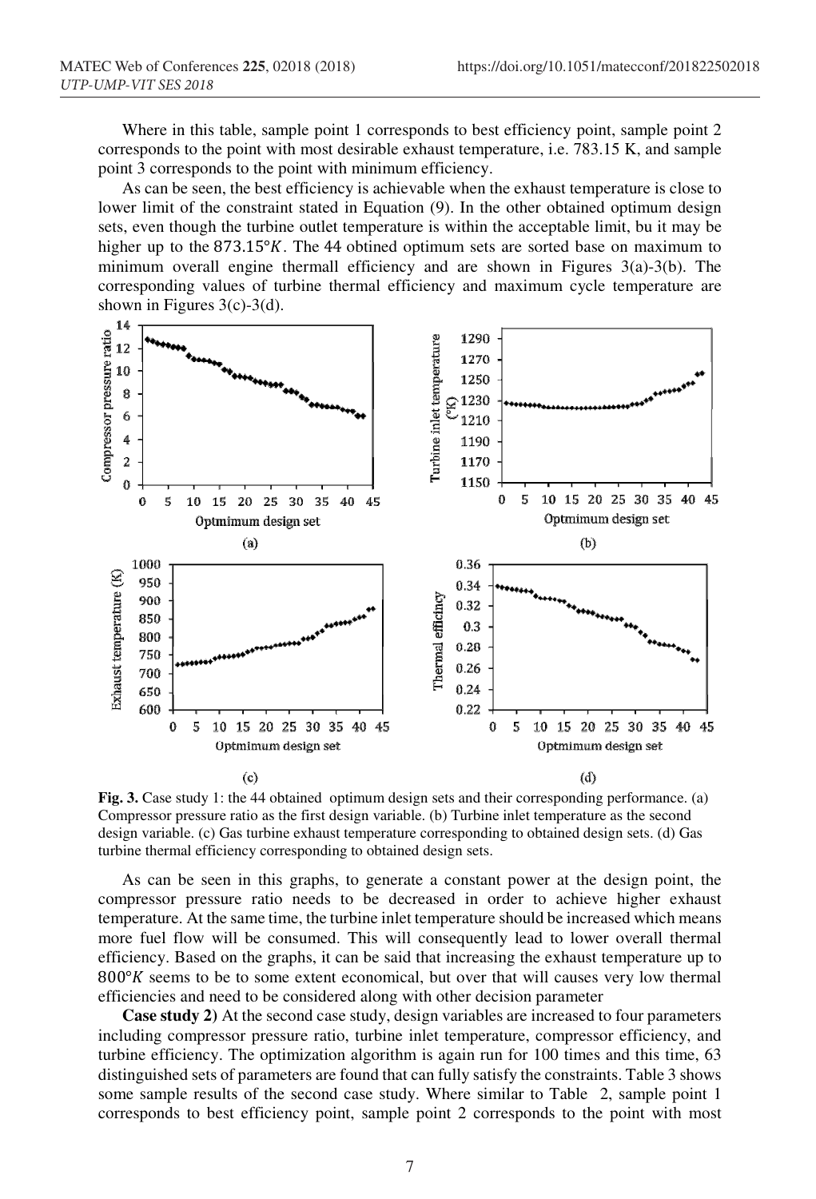Where in this table, sample point 1 corresponds to best efficiency point, sample point 2 corresponds to the point with most desirable exhaust temperature, i.e. 783.15 K, and sample point 3 corresponds to the point with minimum efficiency.

As can be seen, the best efficiency is achievable when the exhaust temperature is close to lower limit of the constraint stated in Equation (9). In the other obtained optimum design sets, even though the turbine outlet temperature is within the acceptable limit, bu it may be higher up to the $873.15°K$. The 44 obtined optimum sets are sorted base on maximum to minimum overall engine thermall efficiency and are shown in Figures 3(a)-3(b). The corresponding values of turbine thermal efficiency and maximum cycle temperature are shown in Figures 3(c)-3(d).

**Fig. 3.** Case study 1: the 44 obtained optimum design sets and their corresponding performance. (a) Compressor pressure ratio as the first design variable. (b) Turbine inlet temperature as the second design variable. (c) Gas turbine exhaust temperature corresponding to obtained design sets. (d) Gas turbine thermal efficiency corresponding to obtained design sets.

As can be seen in this graphs, to generate a constant power at the design point, the compressor pressure ratio needs to be decreased in order to achieve higher exhaust temperature. At the same time, the turbine inlet temperature should be increased which means more fuel flow will be consumed. This will consequently lead to lower overall thermal efficiency. Based on the graphs, it can be said that increasing the exhaust temperature up to $800°K$ seems to be to some extent economical, but over that will causes very low thermal efficiencies and need to be considered along with other decision parameter

**Case study 2)** At the second case study, design variables are increased to four parameters including compressor pressure ratio, turbine inlet temperature, compressor efficiency, and turbine efficiency. The optimization algorithm is again run for 100 times and this time, 63 distinguished sets of parameters are found that can fully satisfy the constraints. Table 3 shows some sample results of the second case study. Where similar to Table 2, sample point 1 corresponds to best efficiency point, sample point 2 corresponds to the point with most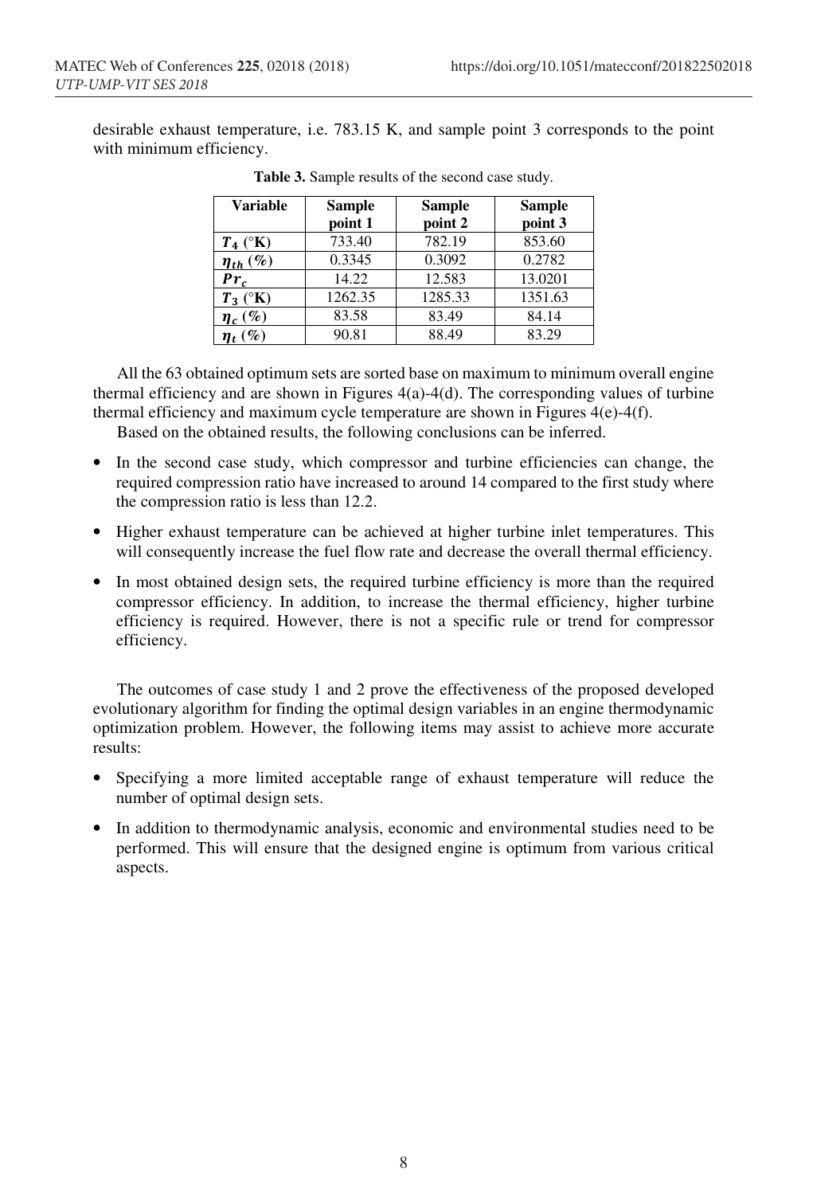desirable exhaust temperature, i.e. 783.15 K, and sample point 3 corresponds to the point with minimum efficiency.

**Table 3.** Sample results of the second case study.

| Variable | Sample point 1 | Sample point 2 | Sample point 3 |
|---|---|---|---|
| $T_4$ (°K) | 733.40 | 782.19 | 853.60 |
| $\eta_{th}$ (%) | 0.3345 | 0.3092 | 0.2782 |
| $Pr_c$ | 14.22 | 12.583 | 13.0201 |
| $T_3$ (°K) | 1262.35 | 1285.33 | 1351.63 |
| $\eta_c$ (%) | 83.58 | 83.49 | 84.14 |
| $\eta_t$ (%) | 90.81 | 88.49 | 83.29 |

All the 63 obtained optimum sets are sorted base on maximum to minimum overall engine thermal efficiency and are shown in Figures 4(a)-4(d). The corresponding values of turbine thermal efficiency and maximum cycle temperature are shown in Figures 4(e)-4(f).

Based on the obtained results, the following conclusions can be inferred.

- In the second case study, which compressor and turbine efficiencies can change, the required compression ratio have increased to around 14 compared to the first study where the compression ratio is less than 12.2.
- Higher exhaust temperature can be achieved at higher turbine inlet temperatures. This will consequently increase the fuel flow rate and decrease the overall thermal efficiency.
- In most obtained design sets, the required turbine efficiency is more than the required compressor efficiency. In addition, to increase the thermal efficiency, higher turbine efficiency is required. However, there is not a specific rule or trend for compressor efficiency.

The outcomes of case study 1 and 2 prove the effectiveness of the proposed developed evolutionary algorithm for finding the optimal design variables in an engine thermodynamic optimization problem. However, the following items may assist to achieve more accurate results:

- Specifying a more limited acceptable range of exhaust temperature will reduce the number of optimal design sets.
- In addition to thermodynamic analysis, economic and environmental studies need to be performed. This will ensure that the designed engine is optimum from various critical aspects.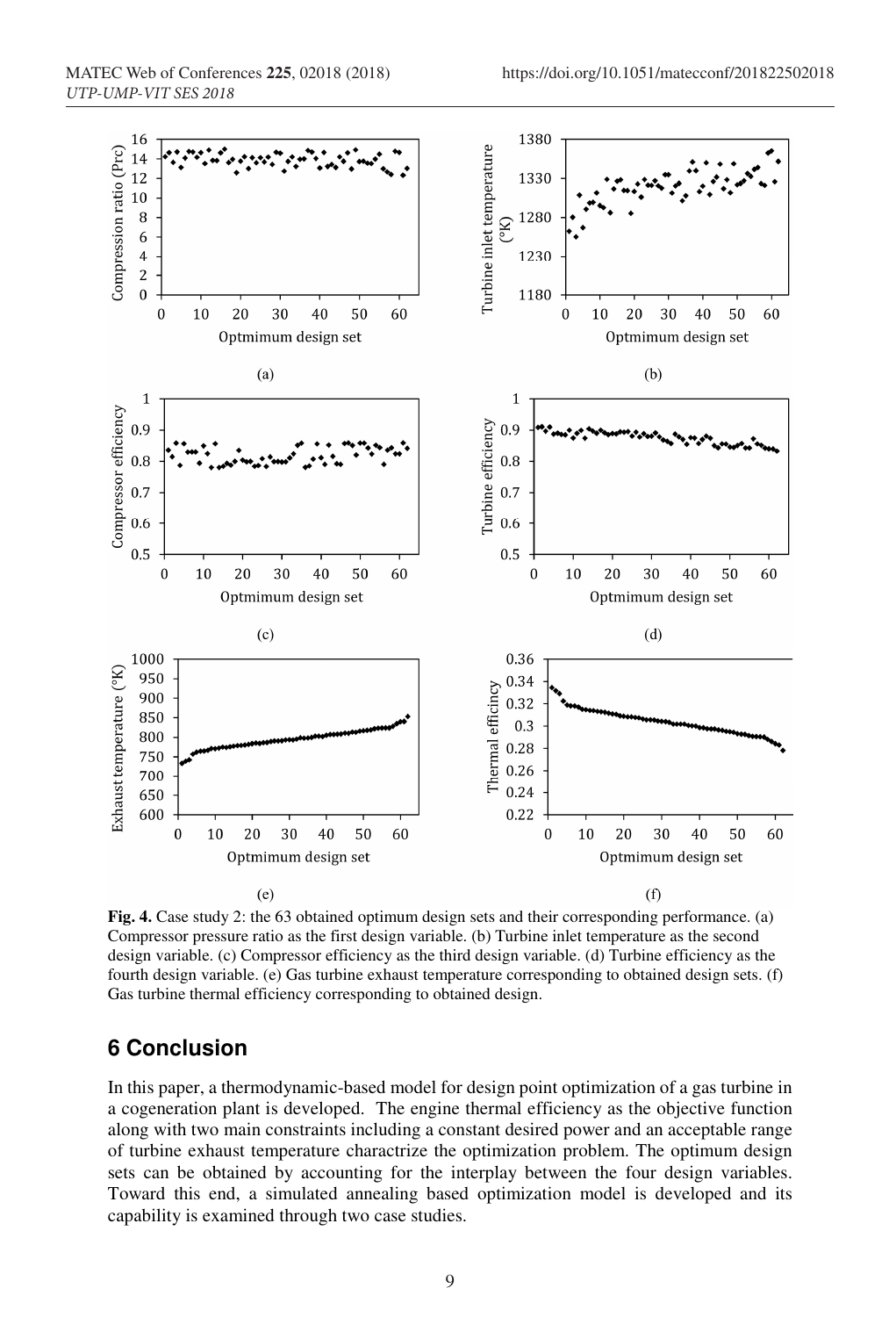**Fig. 4.** Case study 2: the 63 obtained optimum design sets and their corresponding performance. (a) Compressor pressure ratio as the first design variable. (b) Turbine inlet temperature as the second design variable. (c) Compressor efficiency as the third design variable. (d) Turbine efficiency as the fourth design variable. (e) Gas turbine exhaust temperature corresponding to obtained design sets. (f) Gas turbine thermal efficiency corresponding to obtained design.

## 6 Conclusion

In this paper, a thermodynamic-based model for design point optimization of a gas turbine in a cogeneration plant is developed. The engine thermal efficiency as the objective function along with two main constraints including a constant desired power and an acceptable range of turbine exhaust temperature charactrize the optimization problem. The optimum design sets can be obtained by accounting for the interplay between the four design variables. Toward this end, a simulated annealing based optimization model is developed and its capability is examined through two case studies.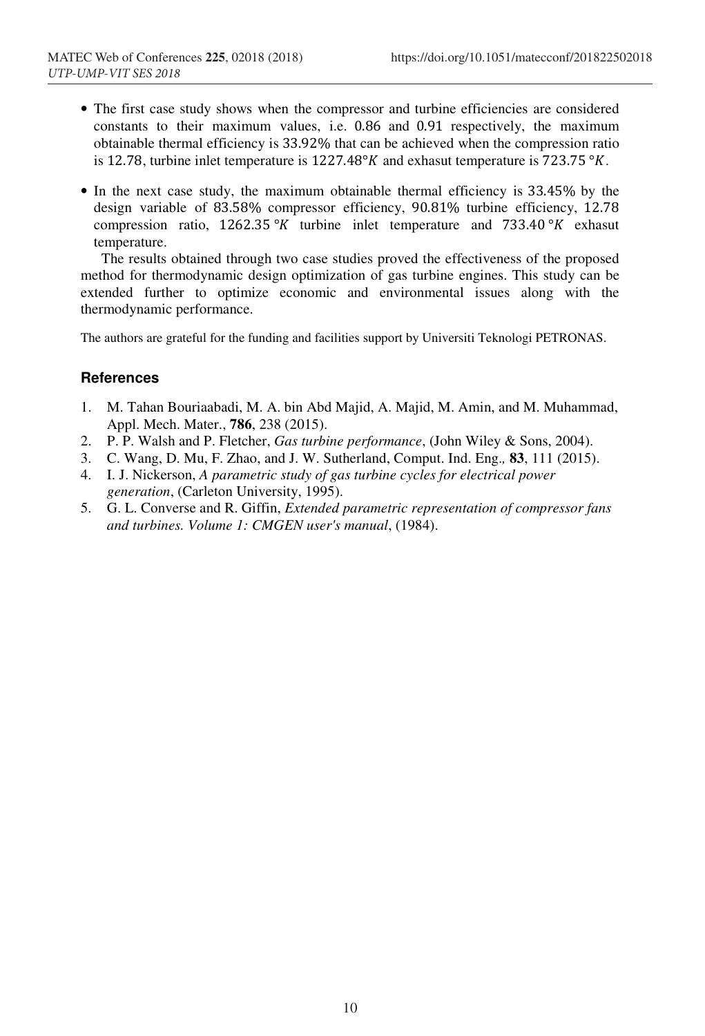- The first case study shows when the compressor and turbine efficiencies are considered constants to their maximum values, i.e. 0.86 and 0.91 respectively, the maximum obtainable thermal efficiency is 33.92% that can be achieved when the compression ratio is 12.78, turbine inlet temperature is $1227.48°K$ and exhasut temperature is $723.75\ °K$.
- In the next case study, the maximum obtainable thermal efficiency is 33.45% by the design variable of 83.58% compressor efficiency, 90.81% turbine efficiency, 12.78 compression ratio, $1262.35\ °K$ turbine inlet temperature and $733.40\ °K$ exhasut temperature.

The results obtained through two case studies proved the effectiveness of the proposed method for thermodynamic design optimization of gas turbine engines. This study can be extended further to optimize economic and environmental issues along with the thermodynamic performance.

The authors are grateful for the funding and facilities support by Universiti Teknologi PETRONAS.

## References

1. M. Tahan Bouriaabadi, M. A. bin Abd Majid, A. Majid, M. Amin, and M. Muhammad, Appl. Mech. Mater., **786**, 238 (2015).
2. P. P. Walsh and P. Fletcher, *Gas turbine performance*, (John Wiley & Sons, 2004).
3. C. Wang, D. Mu, F. Zhao, and J. W. Sutherland, Comput. Ind. Eng., **83**, 111 (2015).
4. I. J. Nickerson, *A parametric study of gas turbine cycles for electrical power generation*, (Carleton University, 1995).
5. G. L. Converse and R. Giffin, *Extended parametric representation of compressor fans and turbines. Volume 1: CMGEN user's manual*, (1984).